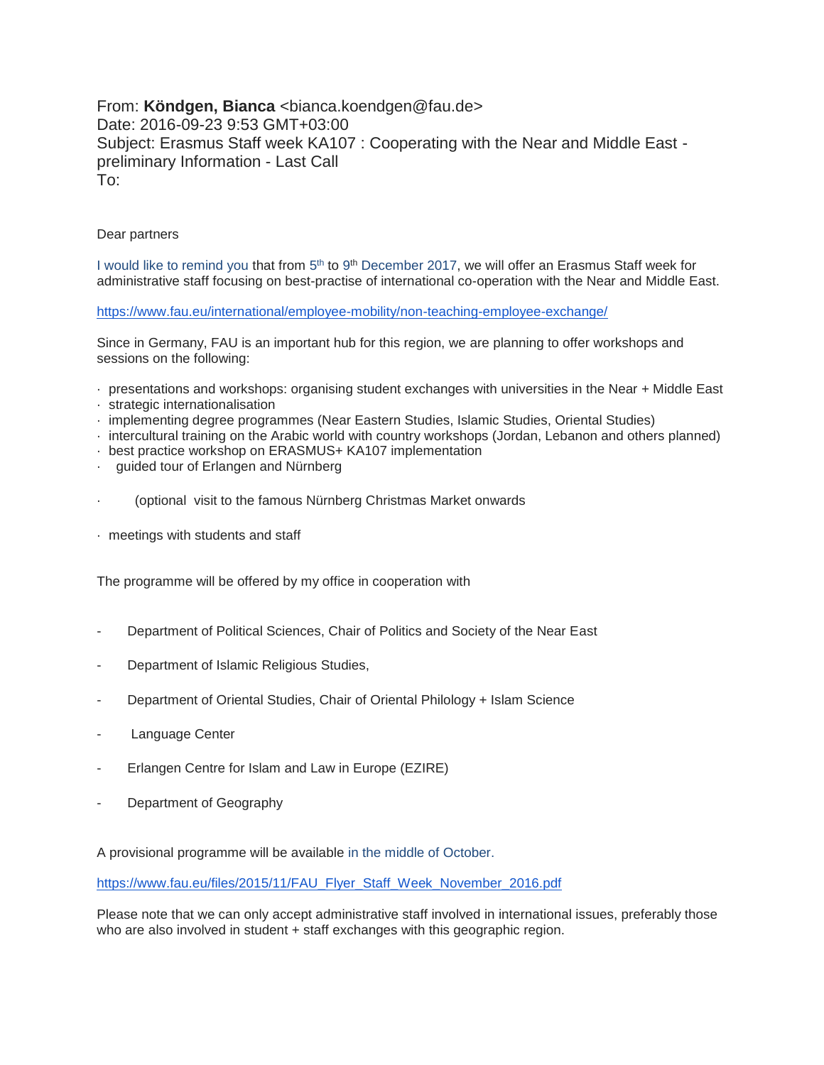From: **Köndgen, Bianca** <bianca.koendgen@fau.de>
Date: 2016-09-23 9:53 GMT+03:00
Subject: Erasmus Staff week KA107 : Cooperating with the Near and Middle East - preliminary Information - Last Call
To:

Dear partners

I would like to remind you that from 5th to 9th December 2017, we will offer an Erasmus Staff week for administrative staff focusing on best-practise of international co-operation with the Near and Middle East.

https://www.fau.eu/international/employee-mobility/non-teaching-employee-exchange/

Since in Germany, FAU is an important hub for this region, we are planning to offer workshops and sessions on the following:

- presentations and workshops: organising student exchanges with universities in the Near + Middle East
- strategic internationalisation
- implementing degree programmes (Near Eastern Studies, Islamic Studies, Oriental Studies)
- intercultural training on the Arabic world with country workshops (Jordan, Lebanon and others planned)
- best practice workshop on ERASMUS+ KA107 implementation
- guided tour of Erlangen and Nürnberg
- (optional visit to the famous Nürnberg Christmas Market onwards
- meetings with students and staff

The programme will be offered by my office in cooperation with

- Department of Political Sciences, Chair of Politics and Society of the Near East
- Department of Islamic Religious Studies,
- Department of Oriental Studies, Chair of Oriental Philology + Islam Science
- Language Center
- Erlangen Centre for Islam and Law in Europe (EZIRE)
- Department of Geography

A provisional programme will be available in the middle of October.

https://www.fau.eu/files/2015/11/FAU_Flyer_Staff_Week_November_2016.pdf

Please note that we can only accept administrative staff involved in international issues, preferably those who are also involved in student + staff exchanges with this geographic region.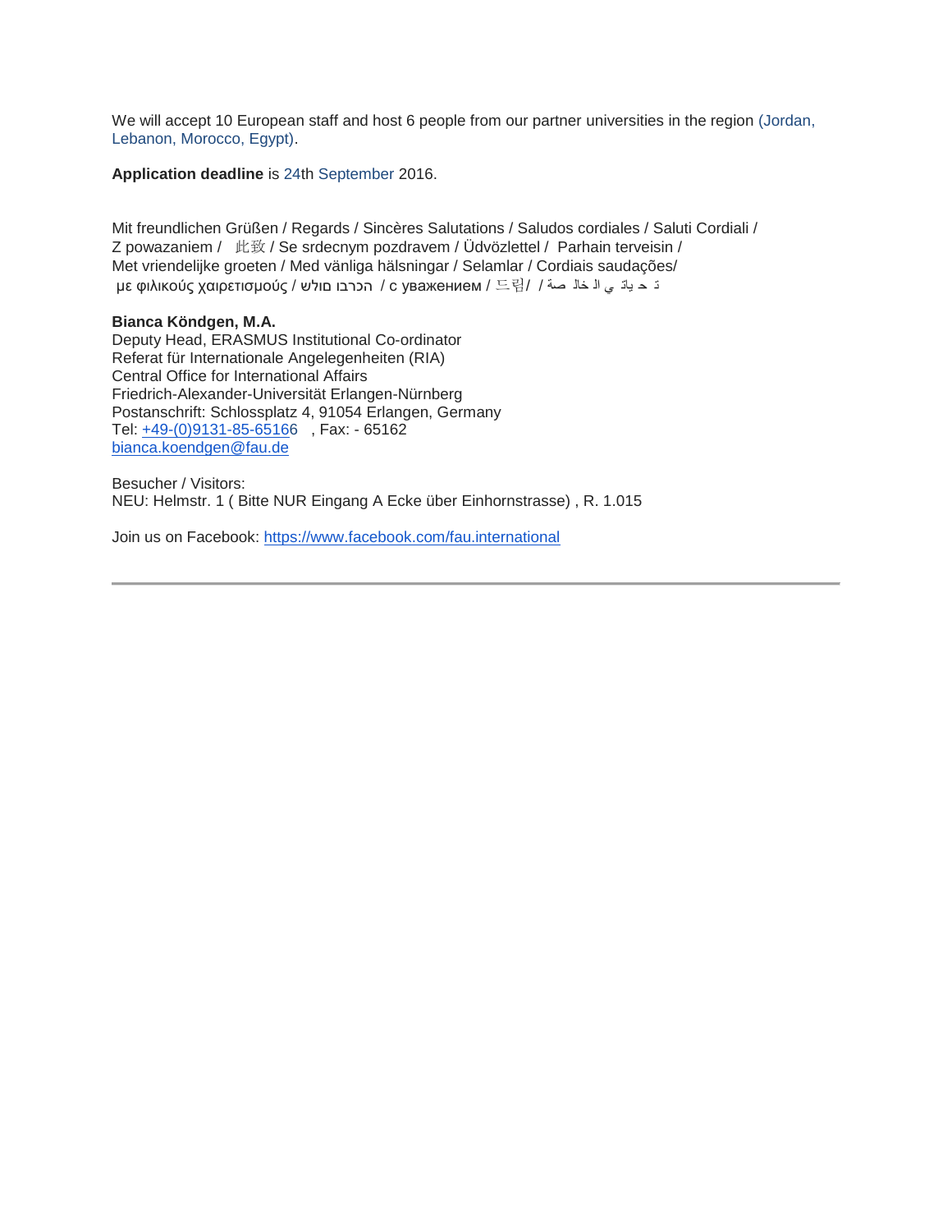We will accept 10 European staff and host 6 people from our partner universities in the region (Jordan, Lebanon, Morocco, Egypt).

**Application deadline** is 24th September 2016.

Mit freundlichen Grüßen / Regards / Sincères Salutations / Saludos cordiales / Saluti Cordiali /
Z powazaniem / 此致 / Se srdecnym pozdravem / Üdvözlettel / Parhain terveisin /
Met vriendelijke groeten / Med vänliga hälsningar / Selamlar / Cordiais saudações/
με φιλικούς χαιρετισμούς / הכרבו סולש / с уважением / 드림/ / تحياتي الخالصة /

**Bianca Köndgen, M.A.**
Deputy Head, ERASMUS Institutional Co-ordinator
Referat für Internationale Angelegenheiten (RIA)
Central Office for International Affairs
Friedrich-Alexander-Universität Erlangen-Nürnberg
Postanschrift: Schlossplatz 4, 91054 Erlangen, Germany
Tel: +49-(0)9131-85-65166 , Fax: - 65162
bianca.koendgen@fau.de

Besucher / Visitors:
NEU: Helmstr. 1 ( Bitte NUR Eingang A Ecke über Einhornstrasse) , R. 1.015

Join us on Facebook: https://www.facebook.com/fau.international

---